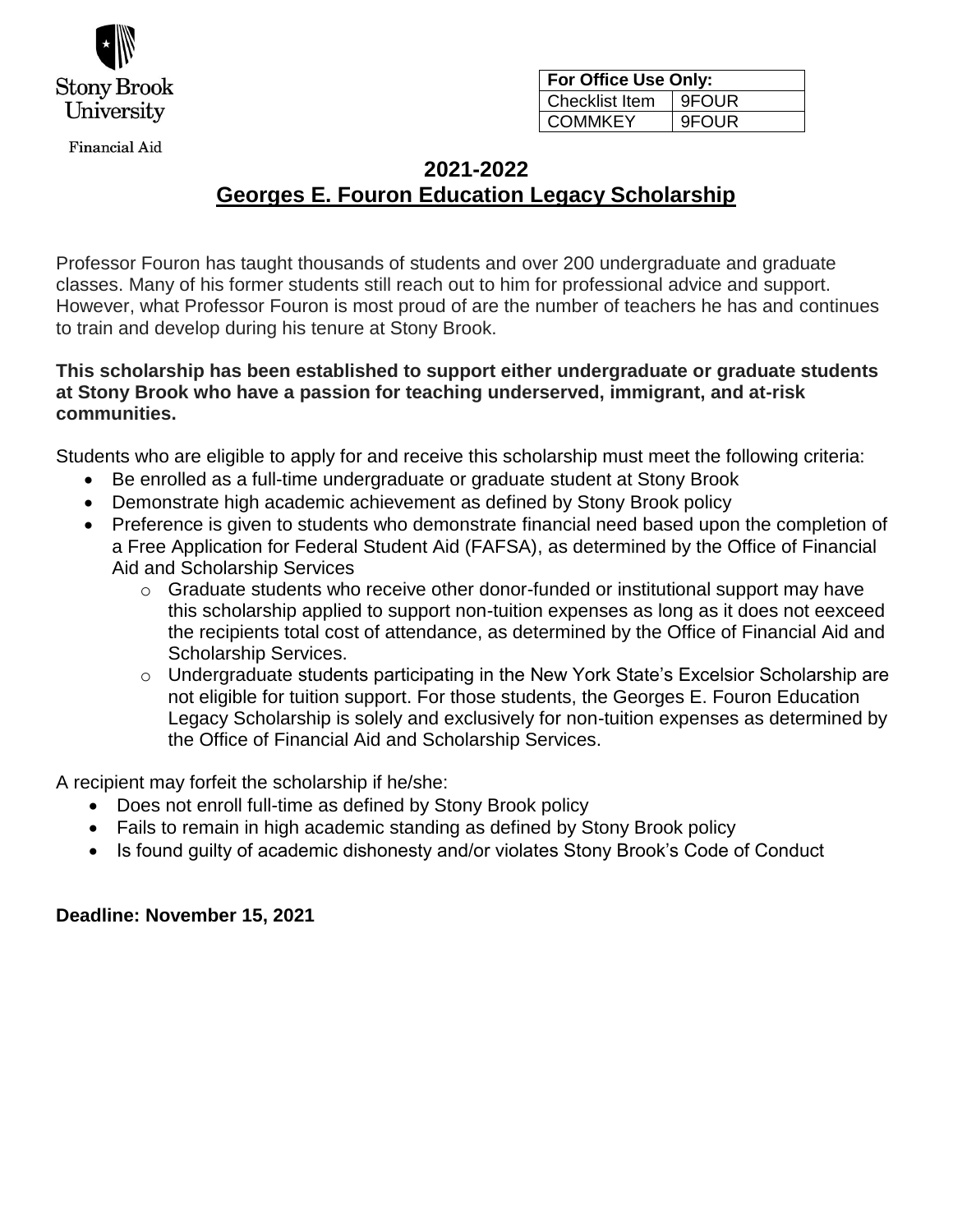Stony Brook University

Financial Aid

| For Office Use Only: | |
|---|---|
| Checklist Item | 9FOUR |
| COMMKEY | 9FOUR |

# 2021-2022
# Georges E. Fouron Education Legacy Scholarship

Professor Fouron has taught thousands of students and over 200 undergraduate and graduate classes. Many of his former students still reach out to him for professional advice and support. However, what Professor Fouron is most proud of are the number of teachers he has and continues to train and develop during his tenure at Stony Brook.

**This scholarship has been established to support either undergraduate or graduate students at Stony Brook who have a passion for teaching underserved, immigrant, and at-risk communities.**

Students who are eligible to apply for and receive this scholarship must meet the following criteria:

- Be enrolled as a full-time undergraduate or graduate student at Stony Brook
- Demonstrate high academic achievement as defined by Stony Brook policy
- Preference is given to students who demonstrate financial need based upon the completion of a Free Application for Federal Student Aid (FAFSA), as determined by the Office of Financial Aid and Scholarship Services
    - Graduate students who receive other donor-funded or institutional support may have this scholarship applied to support non-tuition expenses as long as it does not eexceed the recipients total cost of attendance, as determined by the Office of Financial Aid and Scholarship Services.
    - Undergraduate students participating in the New York State's Excelsior Scholarship are not eligible for tuition support. For those students, the Georges E. Fouron Education Legacy Scholarship is solely and exclusively for non-tuition expenses as determined by the Office of Financial Aid and Scholarship Services.

A recipient may forfeit the scholarship if he/she:

- Does not enroll full-time as defined by Stony Brook policy
- Fails to remain in high academic standing as defined by Stony Brook policy
- Is found guilty of academic dishonesty and/or violates Stony Brook's Code of Conduct

**Deadline: November 15, 2021**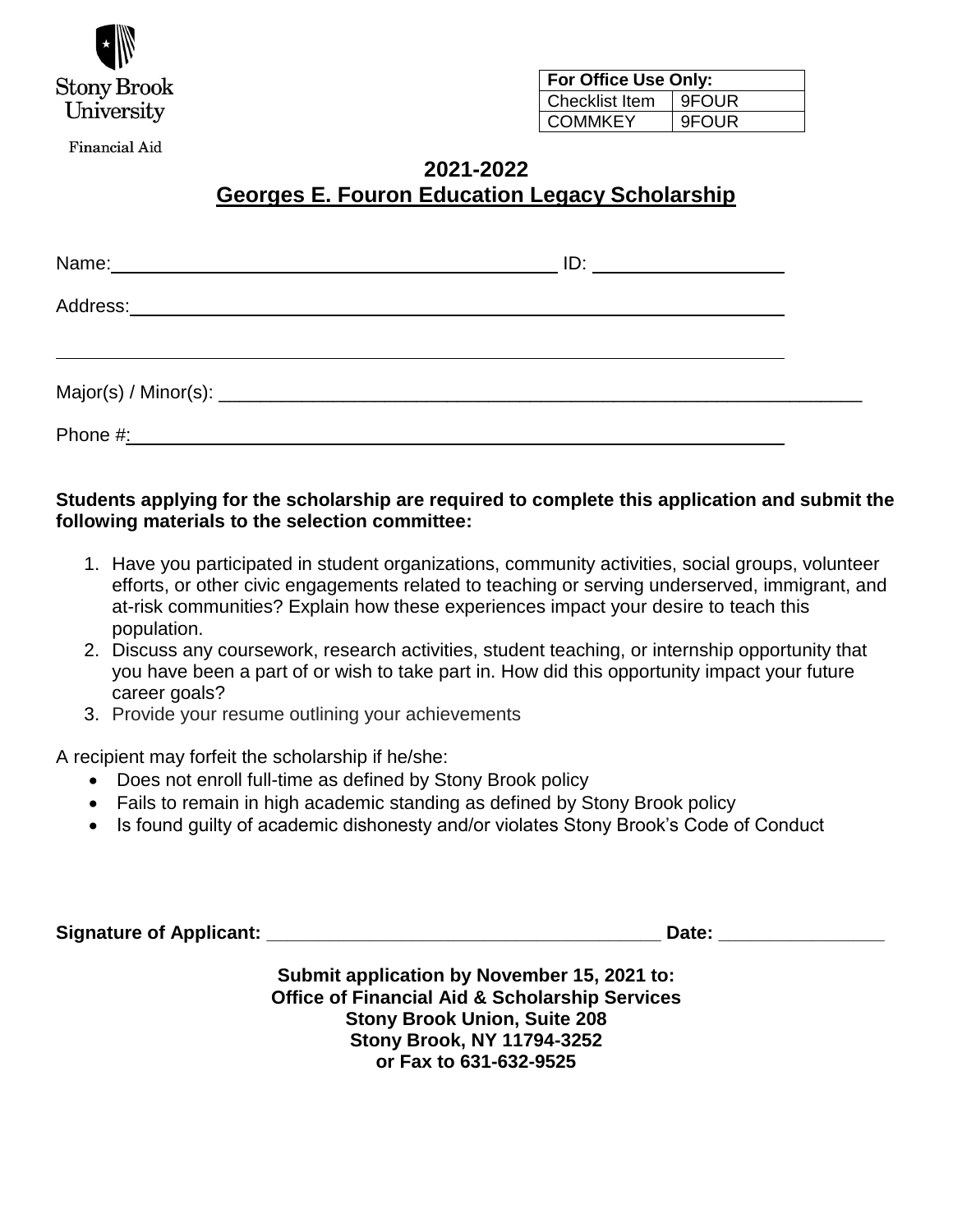Stony Brook University

Financial Aid

| For Office Use Only: | |
| --- | --- |
| Checklist Item | 9FOUR |
| COMMKEY | 9FOUR |

## 2021-2022
## Georges E. Fouron Education Legacy Scholarship

Name:_____________________________________________ ID: ___________________

Address:_____________________________________________________________________

_____________________________________________________________________________

Major(s) / Minor(s): _________________________________________________________________

Phone #:_____________________________________________________________________

**Students applying for the scholarship are required to complete this application and submit the following materials to the selection committee:**

1. Have you participated in student organizations, community activities, social groups, volunteer efforts, or other civic engagements related to teaching or serving underserved, immigrant, and at-risk communities? Explain how these experiences impact your desire to teach this population.
2. Discuss any coursework, research activities, student teaching, or internship opportunity that you have been a part of or wish to take part in. How did this opportunity impact your future career goals?
3. Provide your resume outlining your achievements

A recipient may forfeit the scholarship if he/she:

- Does not enroll full-time as defined by Stony Brook policy
- Fails to remain in high academic standing as defined by Stony Brook policy
- Is found guilty of academic dishonesty and/or violates Stony Brook's Code of Conduct

**Signature of Applicant: ______________________________________ Date: ________________**

**Submit application by November 15, 2021 to:**
**Office of Financial Aid & Scholarship Services**
**Stony Brook Union, Suite 208**
**Stony Brook, NY 11794-3252**
**or Fax to 631-632-9525**